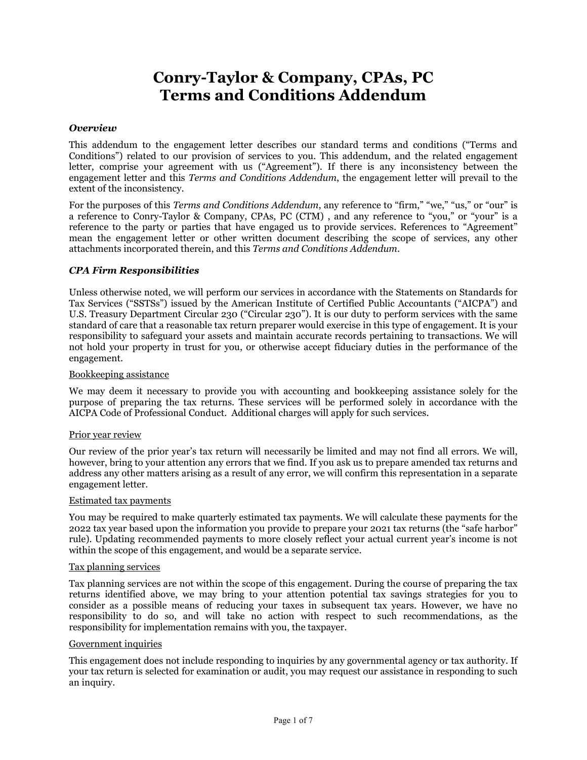# Conry-Taylor & Company, CPAs, PC
# Terms and Conditions Addendum

### *Overview*

This addendum to the engagement letter describes our standard terms and conditions ("Terms and Conditions") related to our provision of services to you. This addendum, and the related engagement letter, comprise your agreement with us ("Agreement"). If there is any inconsistency between the engagement letter and this *Terms and Conditions Addendum*, the engagement letter will prevail to the extent of the inconsistency.

For the purposes of this *Terms and Conditions Addendum*, any reference to "firm," "we," "us," or "our" is a reference to Conry-Taylor & Company, CPAs, PC (CTM) , and any reference to "you," or "your" is a reference to the party or parties that have engaged us to provide services. References to "Agreement" mean the engagement letter or other written document describing the scope of services, any other attachments incorporated therein, and this *Terms and Conditions Addendum*.

### *CPA Firm Responsibilities*

Unless otherwise noted, we will perform our services in accordance with the Statements on Standards for Tax Services ("SSTSs") issued by the American Institute of Certified Public Accountants ("AICPA") and U.S. Treasury Department Circular 230 ("Circular 230"). It is our duty to perform services with the same standard of care that a reasonable tax return preparer would exercise in this type of engagement. It is your responsibility to safeguard your assets and maintain accurate records pertaining to transactions. We will not hold your property in trust for you, or otherwise accept fiduciary duties in the performance of the engagement.

<u>Bookkeeping assistance</u>

We may deem it necessary to provide you with accounting and bookkeeping assistance solely for the purpose of preparing the tax returns. These services will be performed solely in accordance with the AICPA Code of Professional Conduct. Additional charges will apply for such services.

<u>Prior year review</u>

Our review of the prior year's tax return will necessarily be limited and may not find all errors. We will, however, bring to your attention any errors that we find. If you ask us to prepare amended tax returns and address any other matters arising as a result of any error, we will confirm this representation in a separate engagement letter.

<u>Estimated tax payments</u>

You may be required to make quarterly estimated tax payments. We will calculate these payments for the 2022 tax year based upon the information you provide to prepare your 2021 tax returns (the "safe harbor" rule). Updating recommended payments to more closely reflect your actual current year's income is not within the scope of this engagement, and would be a separate service.

<u>Tax planning services</u>

Tax planning services are not within the scope of this engagement. During the course of preparing the tax returns identified above, we may bring to your attention potential tax savings strategies for you to consider as a possible means of reducing your taxes in subsequent tax years. However, we have no responsibility to do so, and will take no action with respect to such recommendations, as the responsibility for implementation remains with you, the taxpayer.

<u>Government inquiries</u>

This engagement does not include responding to inquiries by any governmental agency or tax authority. If your tax return is selected for examination or audit, you may request our assistance in responding to such an inquiry.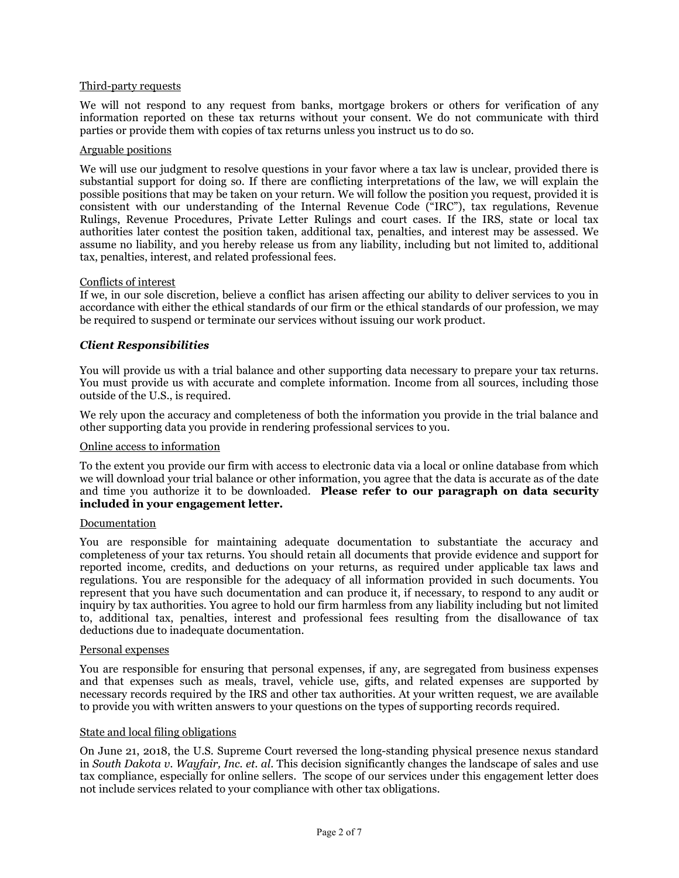Third-party requests

We will not respond to any request from banks, mortgage brokers or others for verification of any information reported on these tax returns without your consent. We do not communicate with third parties or provide them with copies of tax returns unless you instruct us to do so.

Arguable positions

We will use our judgment to resolve questions in your favor where a tax law is unclear, provided there is substantial support for doing so. If there are conflicting interpretations of the law, we will explain the possible positions that may be taken on your return. We will follow the position you request, provided it is consistent with our understanding of the Internal Revenue Code ("IRC"), tax regulations, Revenue Rulings, Revenue Procedures, Private Letter Rulings and court cases. If the IRS, state or local tax authorities later contest the position taken, additional tax, penalties, and interest may be assessed. We assume no liability, and you hereby release us from any liability, including but not limited to, additional tax, penalties, interest, and related professional fees.

Conflicts of interest

If we, in our sole discretion, believe a conflict has arisen affecting our ability to deliver services to you in accordance with either the ethical standards of our firm or the ethical standards of our profession, we may be required to suspend or terminate our services without issuing our work product.

### *Client Responsibilities*

You will provide us with a trial balance and other supporting data necessary to prepare your tax returns. You must provide us with accurate and complete information. Income from all sources, including those outside of the U.S., is required.

We rely upon the accuracy and completeness of both the information you provide in the trial balance and other supporting data you provide in rendering professional services to you.

Online access to information

To the extent you provide our firm with access to electronic data via a local or online database from which we will download your trial balance or other information, you agree that the data is accurate as of the date and time you authorize it to be downloaded. **Please refer to our paragraph on data security included in your engagement letter.**

Documentation

You are responsible for maintaining adequate documentation to substantiate the accuracy and completeness of your tax returns. You should retain all documents that provide evidence and support for reported income, credits, and deductions on your returns, as required under applicable tax laws and regulations. You are responsible for the adequacy of all information provided in such documents. You represent that you have such documentation and can produce it, if necessary, to respond to any audit or inquiry by tax authorities. You agree to hold our firm harmless from any liability including but not limited to, additional tax, penalties, interest and professional fees resulting from the disallowance of tax deductions due to inadequate documentation.

Personal expenses

You are responsible for ensuring that personal expenses, if any, are segregated from business expenses and that expenses such as meals, travel, vehicle use, gifts, and related expenses are supported by necessary records required by the IRS and other tax authorities. At your written request, we are available to provide you with written answers to your questions on the types of supporting records required.

State and local filing obligations

On June 21, 2018, the U.S. Supreme Court reversed the long-standing physical presence nexus standard in *South Dakota v. Wayfair, Inc. et. al.* This decision significantly changes the landscape of sales and use tax compliance, especially for online sellers. The scope of our services under this engagement letter does not include services related to your compliance with other tax obligations.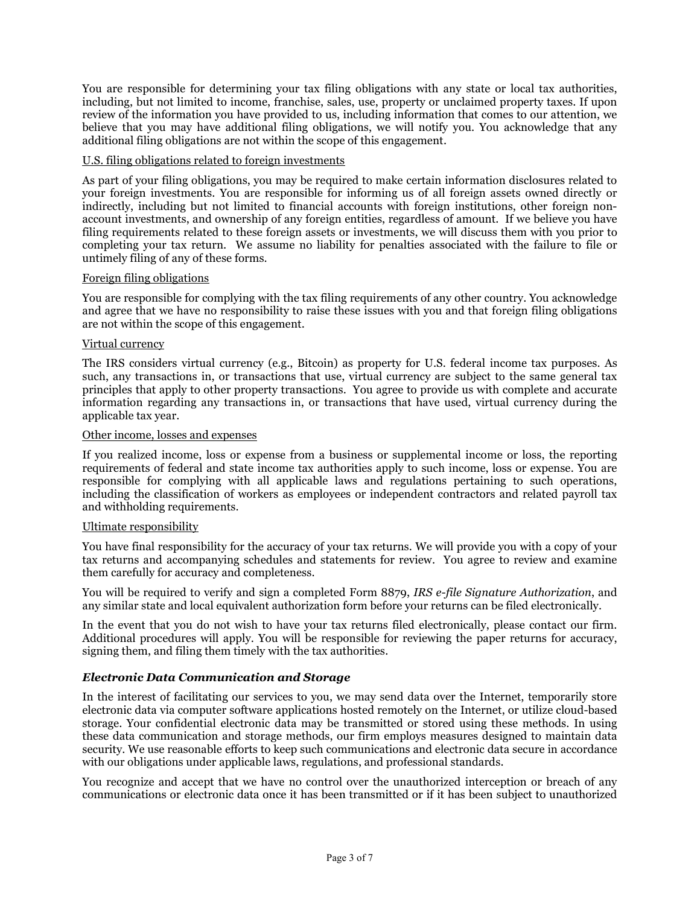You are responsible for determining your tax filing obligations with any state or local tax authorities, including, but not limited to income, franchise, sales, use, property or unclaimed property taxes. If upon review of the information you have provided to us, including information that comes to our attention, we believe that you may have additional filing obligations, we will notify you. You acknowledge that any additional filing obligations are not within the scope of this engagement.

<u>U.S. filing obligations related to foreign investments</u>

As part of your filing obligations, you may be required to make certain information disclosures related to your foreign investments. You are responsible for informing us of all foreign assets owned directly or indirectly, including but not limited to financial accounts with foreign institutions, other foreign non-account investments, and ownership of any foreign entities, regardless of amount. If we believe you have filing requirements related to these foreign assets or investments, we will discuss them with you prior to completing your tax return. We assume no liability for penalties associated with the failure to file or untimely filing of any of these forms.

<u>Foreign filing obligations</u>

You are responsible for complying with the tax filing requirements of any other country. You acknowledge and agree that we have no responsibility to raise these issues with you and that foreign filing obligations are not within the scope of this engagement.

<u>Virtual currency</u>

The IRS considers virtual currency (e.g., Bitcoin) as property for U.S. federal income tax purposes. As such, any transactions in, or transactions that use, virtual currency are subject to the same general tax principles that apply to other property transactions. You agree to provide us with complete and accurate information regarding any transactions in, or transactions that have used, virtual currency during the applicable tax year.

<u>Other income, losses and expenses</u>

If you realized income, loss or expense from a business or supplemental income or loss, the reporting requirements of federal and state income tax authorities apply to such income, loss or expense. You are responsible for complying with all applicable laws and regulations pertaining to such operations, including the classification of workers as employees or independent contractors and related payroll tax and withholding requirements.

<u>Ultimate responsibility</u>

You have final responsibility for the accuracy of your tax returns. We will provide you with a copy of your tax returns and accompanying schedules and statements for review. You agree to review and examine them carefully for accuracy and completeness.

You will be required to verify and sign a completed Form 8879, *IRS e-file Signature Authorization*, and any similar state and local equivalent authorization form before your returns can be filed electronically.

In the event that you do not wish to have your tax returns filed electronically, please contact our firm. Additional procedures will apply. You will be responsible for reviewing the paper returns for accuracy, signing them, and filing them timely with the tax authorities.

### *Electronic Data Communication and Storage*

In the interest of facilitating our services to you, we may send data over the Internet, temporarily store electronic data via computer software applications hosted remotely on the Internet, or utilize cloud-based storage. Your confidential electronic data may be transmitted or stored using these methods. In using these data communication and storage methods, our firm employs measures designed to maintain data security. We use reasonable efforts to keep such communications and electronic data secure in accordance with our obligations under applicable laws, regulations, and professional standards.

You recognize and accept that we have no control over the unauthorized interception or breach of any communications or electronic data once it has been transmitted or if it has been subject to unauthorized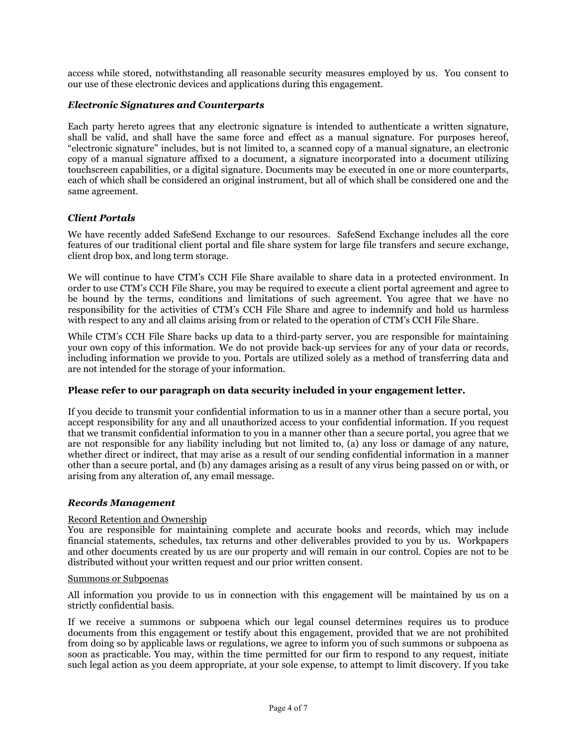access while stored, notwithstanding all reasonable security measures employed by us. You consent to our use of these electronic devices and applications during this engagement.

### *Electronic Signatures and Counterparts*

Each party hereto agrees that any electronic signature is intended to authenticate a written signature, shall be valid, and shall have the same force and effect as a manual signature. For purposes hereof, "electronic signature" includes, but is not limited to, a scanned copy of a manual signature, an electronic copy of a manual signature affixed to a document, a signature incorporated into a document utilizing touchscreen capabilities, or a digital signature. Documents may be executed in one or more counterparts, each of which shall be considered an original instrument, but all of which shall be considered one and the same agreement.

### *Client Portals*

We have recently added SafeSend Exchange to our resources. SafeSend Exchange includes all the core features of our traditional client portal and file share system for large file transfers and secure exchange, client drop box, and long term storage.

We will continue to have CTM's CCH File Share available to share data in a protected environment. In order to use CTM's CCH File Share, you may be required to execute a client portal agreement and agree to be bound by the terms, conditions and limitations of such agreement. You agree that we have no responsibility for the activities of CTM's CCH File Share and agree to indemnify and hold us harmless with respect to any and all claims arising from or related to the operation of CTM's CCH File Share.

While CTM's CCH File Share backs up data to a third-party server, you are responsible for maintaining your own copy of this information. We do not provide back-up services for any of your data or records, including information we provide to you. Portals are utilized solely as a method of transferring data and are not intended for the storage of your information.

**Please refer to our paragraph on data security included in your engagement letter.**

If you decide to transmit your confidential information to us in a manner other than a secure portal, you accept responsibility for any and all unauthorized access to your confidential information. If you request that we transmit confidential information to you in a manner other than a secure portal, you agree that we are not responsible for any liability including but not limited to, (a) any loss or damage of any nature, whether direct or indirect, that may arise as a result of our sending confidential information in a manner other than a secure portal, and (b) any damages arising as a result of any virus being passed on or with, or arising from any alteration of, any email message.

### *Records Management*

Record Retention and Ownership

You are responsible for maintaining complete and accurate books and records, which may include financial statements, schedules, tax returns and other deliverables provided to you by us. Workpapers and other documents created by us are our property and will remain in our control. Copies are not to be distributed without your written request and our prior written consent.

Summons or Subpoenas

All information you provide to us in connection with this engagement will be maintained by us on a strictly confidential basis.

If we receive a summons or subpoena which our legal counsel determines requires us to produce documents from this engagement or testify about this engagement, provided that we are not prohibited from doing so by applicable laws or regulations, we agree to inform you of such summons or subpoena as soon as practicable. You may, within the time permitted for our firm to respond to any request, initiate such legal action as you deem appropriate, at your sole expense, to attempt to limit discovery. If you take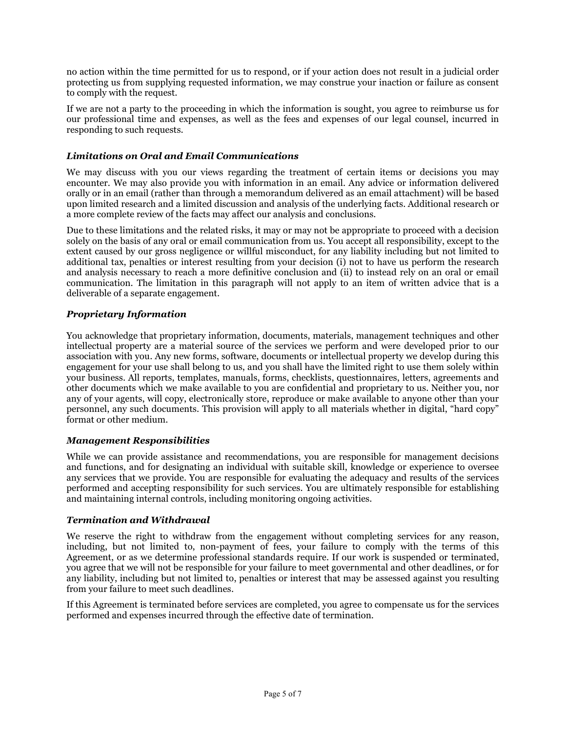no action within the time permitted for us to respond, or if your action does not result in a judicial order protecting us from supplying requested information, we may construe your inaction or failure as consent to comply with the request.

If we are not a party to the proceeding in which the information is sought, you agree to reimburse us for our professional time and expenses, as well as the fees and expenses of our legal counsel, incurred in responding to such requests.

### *Limitations on Oral and Email Communications*

We may discuss with you our views regarding the treatment of certain items or decisions you may encounter. We may also provide you with information in an email. Any advice or information delivered orally or in an email (rather than through a memorandum delivered as an email attachment) will be based upon limited research and a limited discussion and analysis of the underlying facts. Additional research or a more complete review of the facts may affect our analysis and conclusions.

Due to these limitations and the related risks, it may or may not be appropriate to proceed with a decision solely on the basis of any oral or email communication from us. You accept all responsibility, except to the extent caused by our gross negligence or willful misconduct, for any liability including but not limited to additional tax, penalties or interest resulting from your decision (i) not to have us perform the research and analysis necessary to reach a more definitive conclusion and (ii) to instead rely on an oral or email communication. The limitation in this paragraph will not apply to an item of written advice that is a deliverable of a separate engagement.

### *Proprietary Information*

You acknowledge that proprietary information, documents, materials, management techniques and other intellectual property are a material source of the services we perform and were developed prior to our association with you. Any new forms, software, documents or intellectual property we develop during this engagement for your use shall belong to us, and you shall have the limited right to use them solely within your business. All reports, templates, manuals, forms, checklists, questionnaires, letters, agreements and other documents which we make available to you are confidential and proprietary to us. Neither you, nor any of your agents, will copy, electronically store, reproduce or make available to anyone other than your personnel, any such documents. This provision will apply to all materials whether in digital, "hard copy" format or other medium.

### *Management Responsibilities*

While we can provide assistance and recommendations, you are responsible for management decisions and functions, and for designating an individual with suitable skill, knowledge or experience to oversee any services that we provide. You are responsible for evaluating the adequacy and results of the services performed and accepting responsibility for such services. You are ultimately responsible for establishing and maintaining internal controls, including monitoring ongoing activities.

### *Termination and Withdrawal*

We reserve the right to withdraw from the engagement without completing services for any reason, including, but not limited to, non-payment of fees, your failure to comply with the terms of this Agreement, or as we determine professional standards require. If our work is suspended or terminated, you agree that we will not be responsible for your failure to meet governmental and other deadlines, or for any liability, including but not limited to, penalties or interest that may be assessed against you resulting from your failure to meet such deadlines.

If this Agreement is terminated before services are completed, you agree to compensate us for the services performed and expenses incurred through the effective date of termination.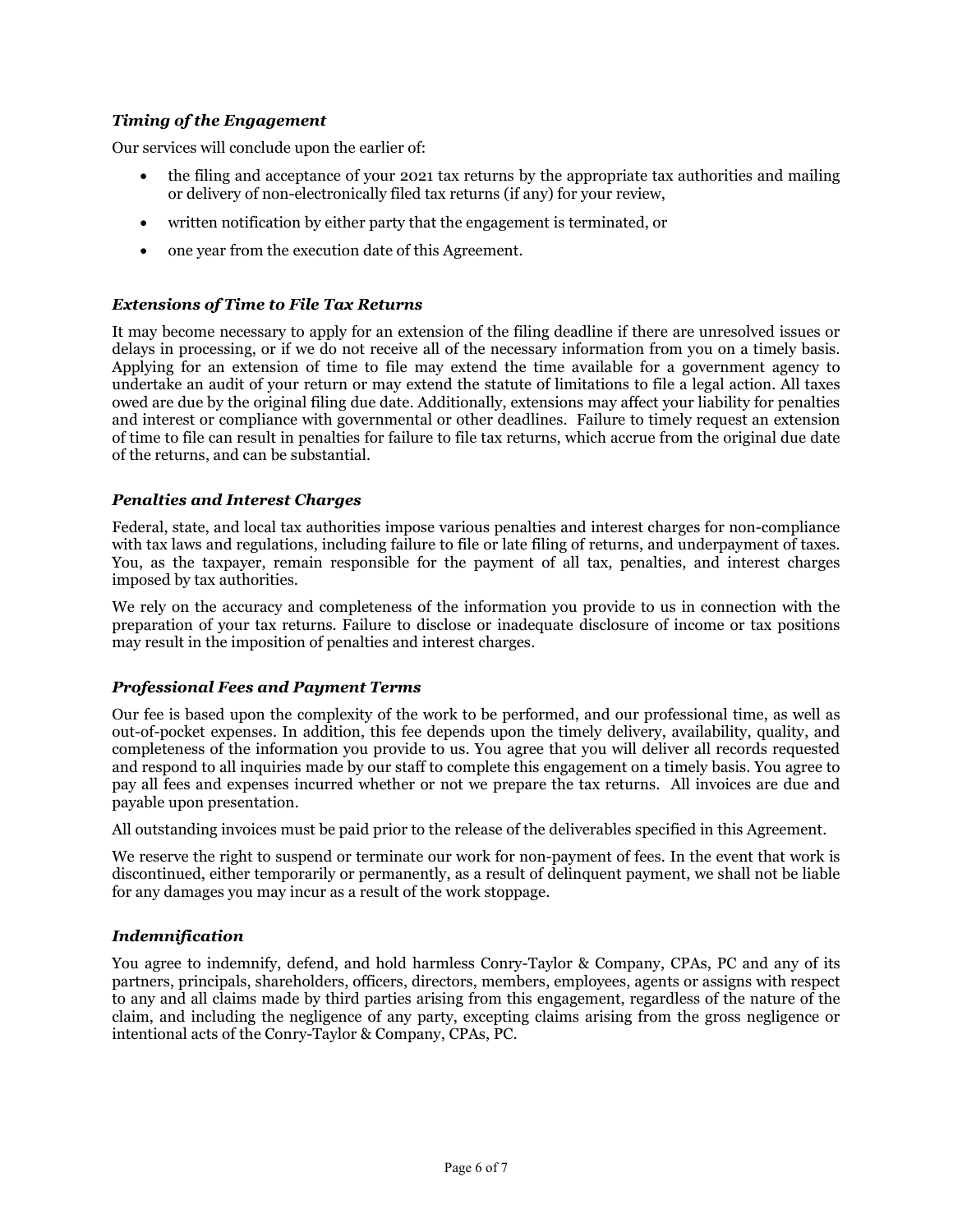### *Timing of the Engagement*

Our services will conclude upon the earlier of:

- the filing and acceptance of your 2021 tax returns by the appropriate tax authorities and mailing or delivery of non-electronically filed tax returns (if any) for your review,
- written notification by either party that the engagement is terminated, or
- one year from the execution date of this Agreement.

### *Extensions of Time to File Tax Returns*

It may become necessary to apply for an extension of the filing deadline if there are unresolved issues or delays in processing, or if we do not receive all of the necessary information from you on a timely basis. Applying for an extension of time to file may extend the time available for a government agency to undertake an audit of your return or may extend the statute of limitations to file a legal action. All taxes owed are due by the original filing due date. Additionally, extensions may affect your liability for penalties and interest or compliance with governmental or other deadlines. Failure to timely request an extension of time to file can result in penalties for failure to file tax returns, which accrue from the original due date of the returns, and can be substantial.

### *Penalties and Interest Charges*

Federal, state, and local tax authorities impose various penalties and interest charges for non-compliance with tax laws and regulations, including failure to file or late filing of returns, and underpayment of taxes. You, as the taxpayer, remain responsible for the payment of all tax, penalties, and interest charges imposed by tax authorities.

We rely on the accuracy and completeness of the information you provide to us in connection with the preparation of your tax returns. Failure to disclose or inadequate disclosure of income or tax positions may result in the imposition of penalties and interest charges.

### *Professional Fees and Payment Terms*

Our fee is based upon the complexity of the work to be performed, and our professional time, as well as out-of-pocket expenses. In addition, this fee depends upon the timely delivery, availability, quality, and completeness of the information you provide to us. You agree that you will deliver all records requested and respond to all inquiries made by our staff to complete this engagement on a timely basis. You agree to pay all fees and expenses incurred whether or not we prepare the tax returns. All invoices are due and payable upon presentation.

All outstanding invoices must be paid prior to the release of the deliverables specified in this Agreement.

We reserve the right to suspend or terminate our work for non-payment of fees. In the event that work is discontinued, either temporarily or permanently, as a result of delinquent payment, we shall not be liable for any damages you may incur as a result of the work stoppage.

### *Indemnification*

You agree to indemnify, defend, and hold harmless Conry-Taylor & Company, CPAs, PC and any of its partners, principals, shareholders, officers, directors, members, employees, agents or assigns with respect to any and all claims made by third parties arising from this engagement, regardless of the nature of the claim, and including the negligence of any party, excepting claims arising from the gross negligence or intentional acts of the Conry-Taylor & Company, CPAs, PC.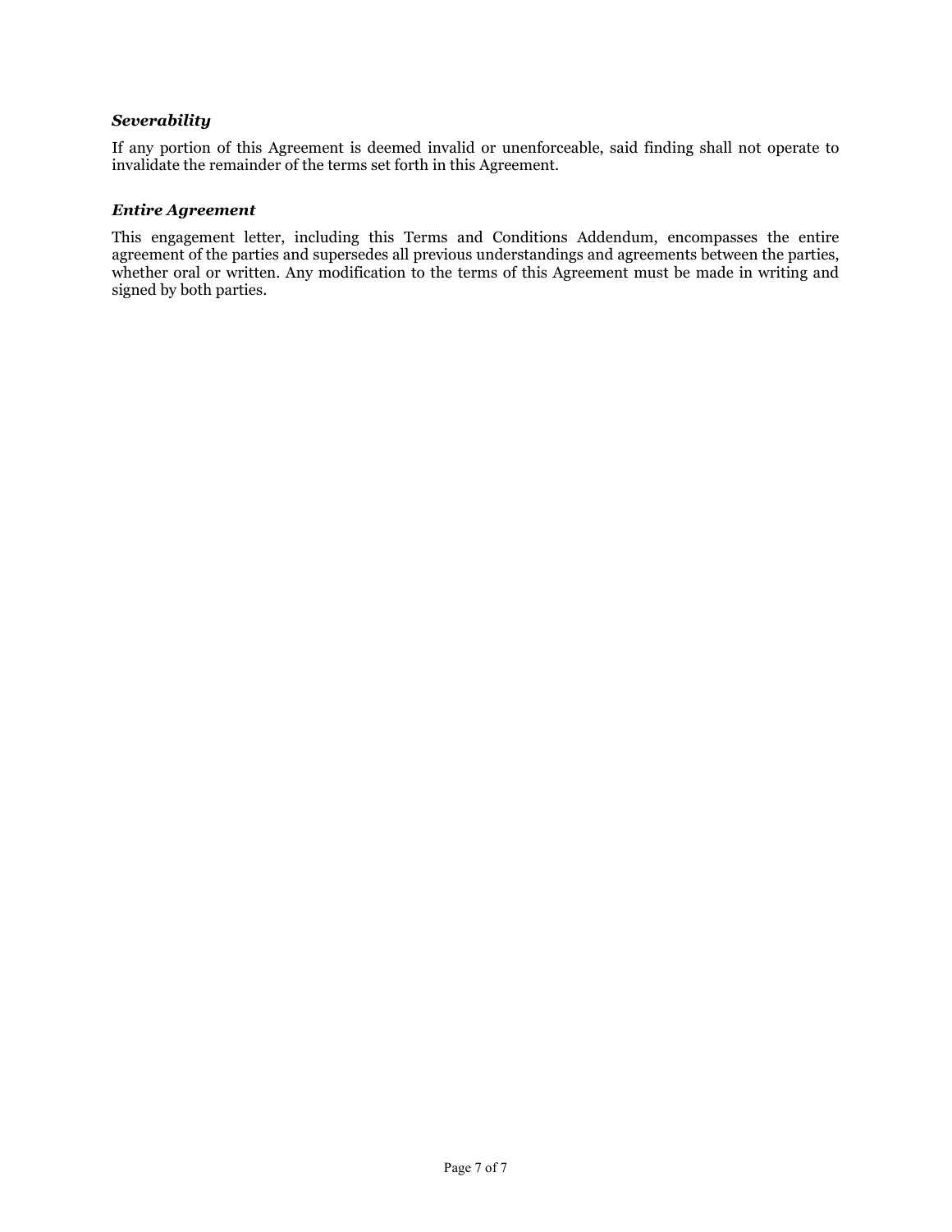***Severability***

If any portion of this Agreement is deemed invalid or unenforceable, said finding shall not operate to invalidate the remainder of the terms set forth in this Agreement.

***Entire Agreement***

This engagement letter, including this Terms and Conditions Addendum, encompasses the entire agreement of the parties and supersedes all previous understandings and agreements between the parties, whether oral or written. Any modification to the terms of this Agreement must be made in writing and signed by both parties.